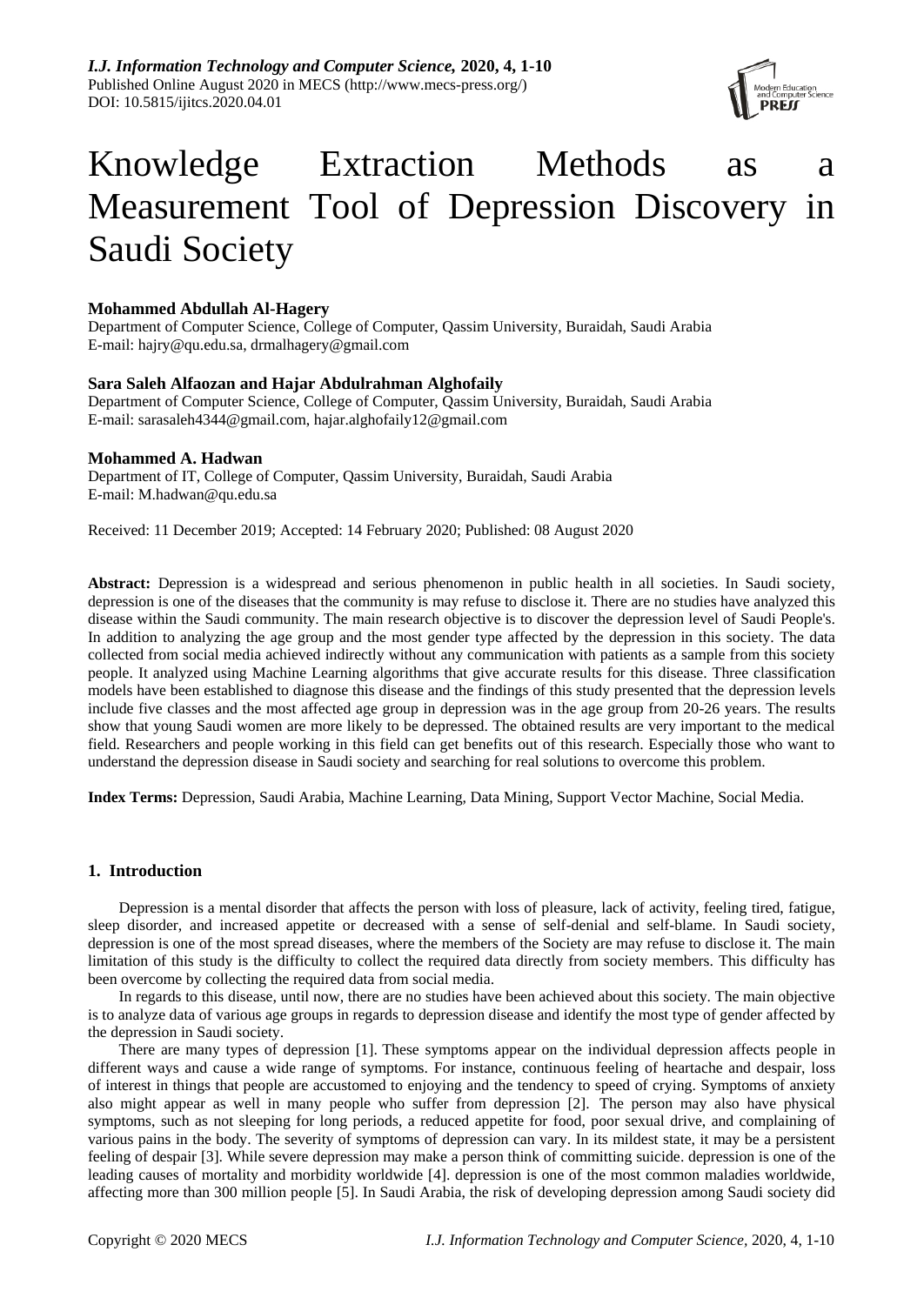# Knowledge Extraction Methods as a Measurement Tool of Depression Discovery in Saudi Society

**Mohammed Abdullah Al-Hagery**
Department of Computer Science, College of Computer, Qassim University, Buraidah, Saudi Arabia
E-mail: hajry@qu.edu.sa, drmalhagery@gmail.com

**Sara Saleh Alfaozan and Hajar Abdulrahman Alghofaily**
Department of Computer Science, College of Computer, Qassim University, Buraidah, Saudi Arabia
E-mail: sarasaleh4344@gmail.com, hajar.alghofaily12@gmail.com

**Mohammed A. Hadwan**
Department of IT, College of Computer, Qassim University, Buraidah, Saudi Arabia
E-mail: M.hadwan@qu.edu.sa

Received: 11 December 2019; Accepted: 14 February 2020; Published: 08 August 2020

**Abstract:** Depression is a widespread and serious phenomenon in public health in all societies. In Saudi society, depression is one of the diseases that the community is may refuse to disclose it. There are no studies have analyzed this disease within the Saudi community. The main research objective is to discover the depression level of Saudi People's. In addition to analyzing the age group and the most gender type affected by the depression in this society. The data collected from social media achieved indirectly without any communication with patients as a sample from this society people. It analyzed using Machine Learning algorithms that give accurate results for this disease. Three classification models have been established to diagnose this disease and the findings of this study presented that the depression levels include five classes and the most affected age group in depression was in the age group from 20-26 years. The results show that young Saudi women are more likely to be depressed. The obtained results are very important to the medical field. Researchers and people working in this field can get benefits out of this research. Especially those who want to understand the depression disease in Saudi society and searching for real solutions to overcome this problem.

**Index Terms:** Depression, Saudi Arabia, Machine Learning, Data Mining, Support Vector Machine, Social Media.

## 1. Introduction

Depression is a mental disorder that affects the person with loss of pleasure, lack of activity, feeling tired, fatigue, sleep disorder, and increased appetite or decreased with a sense of self-denial and self-blame. In Saudi society, depression is one of the most spread diseases, where the members of the Society are may refuse to disclose it. The main limitation of this study is the difficulty to collect the required data directly from society members. This difficulty has been overcome by collecting the required data from social media.

In regards to this disease, until now, there are no studies have been achieved about this society. The main objective is to analyze data of various age groups in regards to depression disease and identify the most type of gender affected by the depression in Saudi society.

There are many types of depression [1]. These symptoms appear on the individual depression affects people in different ways and cause a wide range of symptoms. For instance, continuous feeling of heartache and despair, loss of interest in things that people are accustomed to enjoying and the tendency to speed of crying. Symptoms of anxiety also might appear as well in many people who suffer from depression [2]. The person may also have physical symptoms, such as not sleeping for long periods, a reduced appetite for food, poor sexual drive, and complaining of various pains in the body. The severity of symptoms of depression can vary. In its mildest state, it may be a persistent feeling of despair [3]. While severe depression may make a person think of committing suicide. depression is one of the leading causes of mortality and morbidity worldwide [4]. depression is one of the most common maladies worldwide, affecting more than 300 million people [5]. In Saudi Arabia, the risk of developing depression among Saudi society did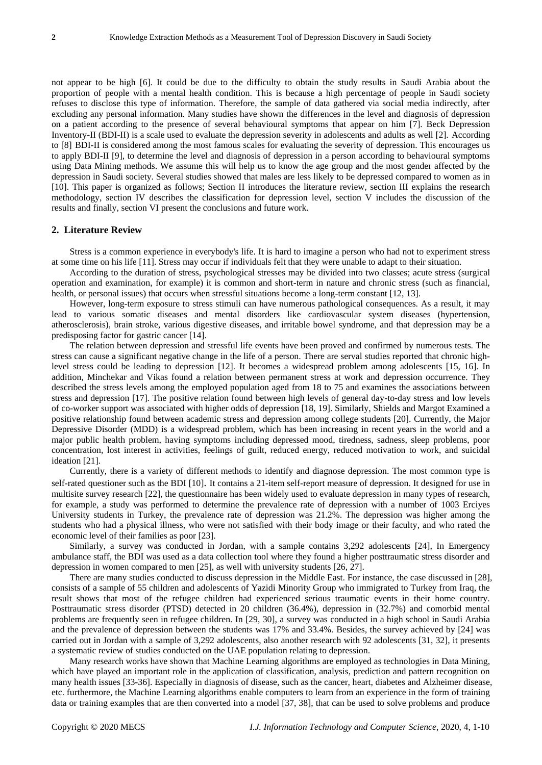not appear to be high [6]. It could be due to the difficulty to obtain the study results in Saudi Arabia about the proportion of people with a mental health condition. This is because a high percentage of people in Saudi society refuses to disclose this type of information. Therefore, the sample of data gathered via social media indirectly, after excluding any personal information. Many studies have shown the differences in the level and diagnosis of depression on a patient according to the presence of several behavioural symptoms that appear on him [7]. Beck Depression Inventory-II (BDI-II) is a scale used to evaluate the depression severity in adolescents and adults as well [2]. According to [8] BDI-II is considered among the most famous scales for evaluating the severity of depression. This encourages us to apply BDI-II [9], to determine the level and diagnosis of depression in a person according to behavioural symptoms using Data Mining methods. We assume this will help us to know the age group and the most gender affected by the depression in Saudi society. Several studies showed that males are less likely to be depressed compared to women as in [10]. This paper is organized as follows; Section II introduces the literature review, section III explains the research methodology, section IV describes the classification for depression level, section V includes the discussion of the results and finally, section VI present the conclusions and future work.

## 2. Literature Review

Stress is a common experience in everybody's life. It is hard to imagine a person who had not to experiment stress at some time on his life [11]. Stress may occur if individuals felt that they were unable to adapt to their situation.

According to the duration of stress, psychological stresses may be divided into two classes; acute stress (surgical operation and examination, for example) it is common and short-term in nature and chronic stress (such as financial, health, or personal issues) that occurs when stressful situations become a long-term constant [12, 13].

However, long-term exposure to stress stimuli can have numerous pathological consequences. As a result, it may lead to various somatic diseases and mental disorders like cardiovascular system diseases (hypertension, atherosclerosis), brain stroke, various digestive diseases, and irritable bowel syndrome, and that depression may be a predisposing factor for gastric cancer [14].

The relation between depression and stressful life events have been proved and confirmed by numerous tests. The stress can cause a significant negative change in the life of a person. There are serval studies reported that chronic high-level stress could be leading to depression [12]. It becomes a widespread problem among adolescents [15, 16]. In addition, Minchekar and Vikas found a relation between permanent stress at work and depression occurrence. They described the stress levels among the employed population aged from 18 to 75 and examines the associations between stress and depression [17]. The positive relation found between high levels of general day-to-day stress and low levels of co-worker support was associated with higher odds of depression [18, 19]. Similarly, Shields and Margot Examined a positive relationship found between academic stress and depression among college students [20]. Currently, the Major Depressive Disorder (MDD) is a widespread problem, which has been increasing in recent years in the world and a major public health problem, having symptoms including depressed mood, tiredness, sadness, sleep problems, poor concentration, lost interest in activities, feelings of guilt, reduced energy, reduced motivation to work, and suicidal ideation [21].

Currently, there is a variety of different methods to identify and diagnose depression. The most common type is self-rated questioner such as the BDI [10]. It contains a 21-item self-report measure of depression. It designed for use in multisite survey research [22], the questionnaire has been widely used to evaluate depression in many types of research, for example, a study was performed to determine the prevalence rate of depression with a number of 1003 Erciyes University students in Turkey, the prevalence rate of depression was 21.2%. The depression was higher among the students who had a physical illness, who were not satisfied with their body image or their faculty, and who rated the economic level of their families as poor [23].

Similarly, a survey was conducted in Jordan, with a sample contains 3,292 adolescents [24], In Emergency ambulance staff, the BDI was used as a data collection tool where they found a higher posttraumatic stress disorder and depression in women compared to men [25], as well with university students [26, 27].

There are many studies conducted to discuss depression in the Middle East. For instance, the case discussed in [28], consists of a sample of 55 children and adolescents of Yazidi Minority Group who immigrated to Turkey from Iraq, the result shows that most of the refugee children had experienced serious traumatic events in their home country. Posttraumatic stress disorder (PTSD) detected in 20 children (36.4%), depression in (32.7%) and comorbid mental problems are frequently seen in refugee children. In [29, 30], a survey was conducted in a high school in Saudi Arabia and the prevalence of depression between the students was 17% and 33.4%. Besides, the survey achieved by [24] was carried out in Jordan with a sample of 3,292 adolescents, also another research with 92 adolescents [31, 32], it presents a systematic review of studies conducted on the UAE population relating to depression.

Many research works have shown that Machine Learning algorithms are employed as technologies in Data Mining, which have played an important role in the application of classification, analysis, prediction and pattern recognition on many health issues [33-36]. Especially in diagnosis of disease, such as the cancer, heart, diabetes and Alzheimer disease, etc. furthermore, the Machine Learning algorithms enable computers to learn from an experience in the form of training data or training examples that are then converted into a model [37, 38], that can be used to solve problems and produce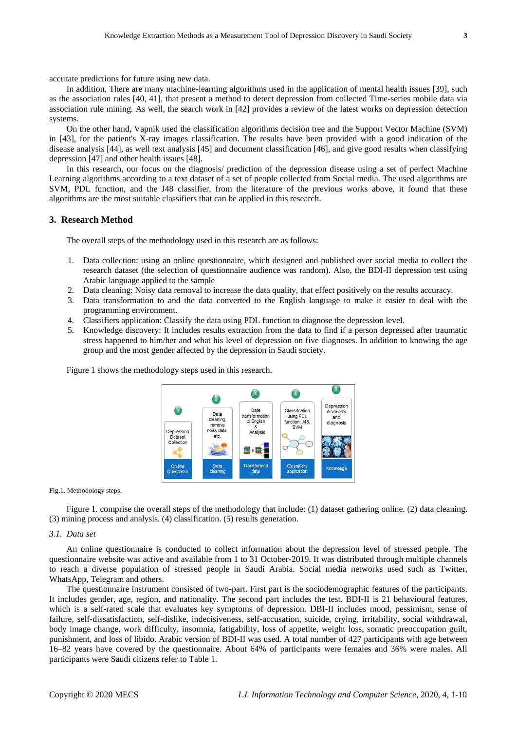accurate predictions for future using new data.

In addition, There are many machine-learning algorithms used in the application of mental health issues [39], such as the association rules [40, 41], that present a method to detect depression from collected Time-series mobile data via association rule mining. As well, the search work in [42] provides a review of the latest works on depression detection systems.

On the other hand, Vapnik used the classification algorithms decision tree and the Support Vector Machine (SVM) in [43], for the patient's X-ray images classification. The results have been provided with a good indication of the disease analysis [44], as well text analysis [45] and document classification [46], and give good results when classifying depression [47] and other health issues [48].

In this research, our focus on the diagnosis/ prediction of the depression disease using a set of perfect Machine Learning algorithms according to a text dataset of a set of people collected from Social media. The used algorithms are SVM, PDL function, and the J48 classifier, from the literature of the previous works above, it found that these algorithms are the most suitable classifiers that can be applied in this research.

## 3. Research Method

The overall steps of the methodology used in this research are as follows:

1. Data collection: using an online questionnaire, which designed and published over social media to collect the research dataset (the selection of questionnaire audience was random). Also, the BDI-II depression test using Arabic language applied to the sample
2. Data cleaning: Noisy data removal to increase the data quality, that effect positively on the results accuracy.
3. Data transformation to and the data converted to the English language to make it easier to deal with the programming environment.
4. Classifiers application: Classify the data using PDL function to diagnose the depression level.
5. Knowledge discovery: It includes results extraction from the data to find if a person depressed after traumatic stress happened to him/her and what his level of depression on five diagnoses. In addition to knowing the age group and the most gender affected by the depression in Saudi society.

Figure 1 shows the methodology steps used in this research.

Fig.1. Methodology steps.

Figure 1. comprise the overall steps of the methodology that include: (1) dataset gathering online. (2) data cleaning. (3) mining process and analysis. (4) classification. (5) results generation.

### 3.1. Data set

An online questionnaire is conducted to collect information about the depression level of stressed people. The questionnaire website was active and available from 1 to 31 October-2019. It was distributed through multiple channels to reach a diverse population of stressed people in Saudi Arabia. Social media networks used such as Twitter, WhatsApp, Telegram and others.

The questionnaire instrument consisted of two-part. First part is the sociodemographic features of the participants. It includes gender, age, region, and nationality. The second part includes the test. BDI-II is 21 behavioural features, which is a self-rated scale that evaluates key symptoms of depression. DBI-II includes mood, pessimism, sense of failure, self-dissatisfaction, self-dislike, indecisiveness, self-accusation, suicide, crying, irritability, social withdrawal, body image change, work difficulty, insomnia, fatigability, loss of appetite, weight loss, somatic preoccupation guilt, punishment, and loss of libido. Arabic version of BDI-II was used. A total number of 427 participants with age between 16–82 years have covered by the questionnaire. About 64% of participants were females and 36% were males. All participants were Saudi citizens refer to Table 1.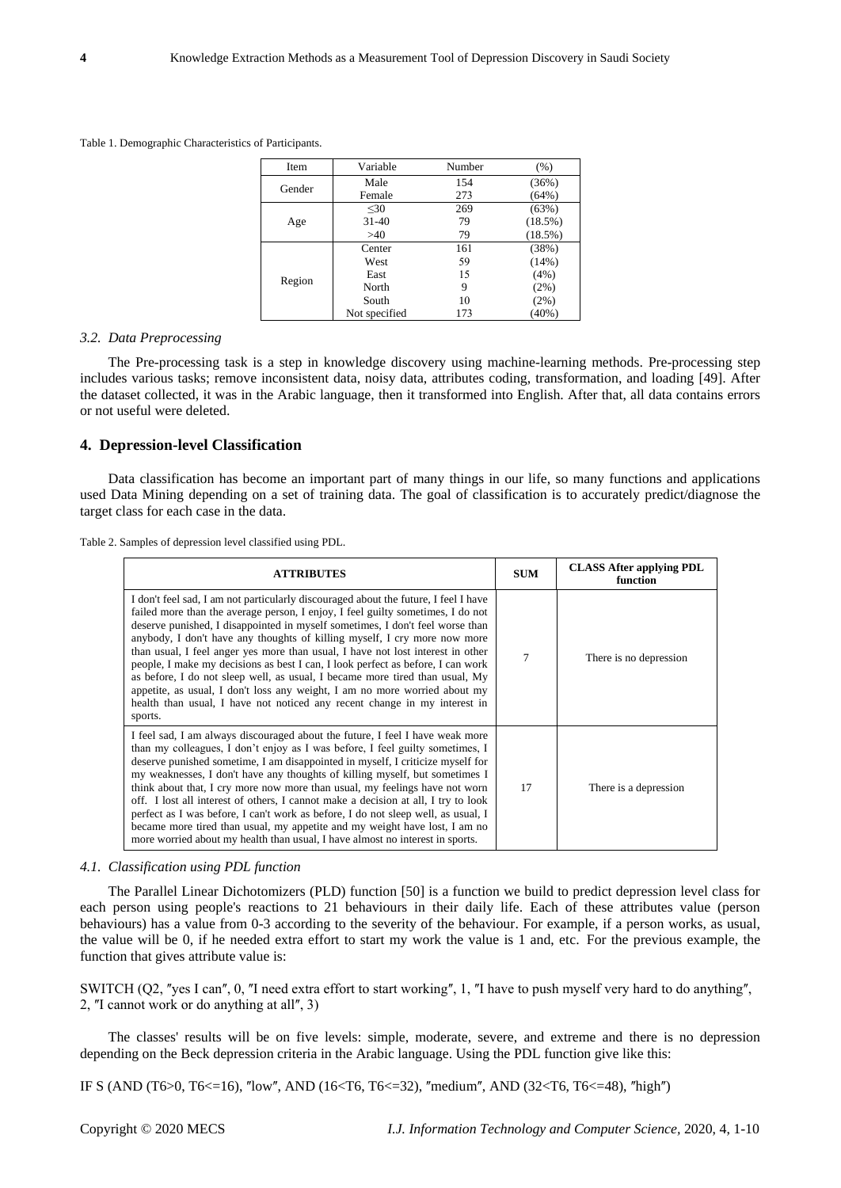Table 1. Demographic Characteristics of Participants.

| Item | Variable | Number | (%) |
|---|---|---|---|
| Gender | Male | 154 | (36%) |
| | Female | 273 | (64%) |
| Age | ≤30 | 269 | (63%) |
| | 31-40 | 79 | (18.5%) |
| | >40 | 79 | (18.5%) |
| Region | Center | 161 | (38%) |
| | West | 59 | (14%) |
| | East | 15 | (4%) |
| | North | 9 | (2%) |
| | South | 10 | (2%) |
| | Not specified | 173 | (40%) |

### *3.2. Data Preprocessing*

The Pre-processing task is a step in knowledge discovery using machine-learning methods. Pre-processing step includes various tasks; remove inconsistent data, noisy data, attributes coding, transformation, and loading [49]. After the dataset collected, it was in the Arabic language, then it transformed into English. After that, all data contains errors or not useful were deleted.

## 4. Depression-level Classification

Data classification has become an important part of many things in our life, so many functions and applications used Data Mining depending on a set of training data. The goal of classification is to accurately predict/diagnose the target class for each case in the data.

Table 2. Samples of depression level classified using PDL.

| ATTRIBUTES | SUM | CLASS After applying PDL function |
|---|---|---|
| I don't feel sad, I am not particularly discouraged about the future, I feel I have failed more than the average person, I enjoy, I feel guilty sometimes, I do not deserve punished, I disappointed in myself sometimes, I don't feel worse than anybody, I don't have any thoughts of killing myself, I cry more now more than usual, I feel anger yes more than usual, I have not lost interest in other people, I make my decisions as best I can, I look perfect as before, I can work as before, I do not sleep well, as usual, I became more tired than usual, My appetite, as usual, I don't loss any weight, I am no more worried about my health than usual, I have not noticed any recent change in my interest in sports. | 7 | There is no depression |
| I feel sad, I am always discouraged about the future, I feel I have weak more than my colleagues, I don't enjoy as I was before, I feel guilty sometimes, I deserve punished sometime, I am disappointed in myself, I criticize myself for my weaknesses, I don't have any thoughts of killing myself, but sometimes I think about that, I cry more now more than usual, my feelings have not worn off. I lost all interest of others, I cannot make a decision at all, I try to look perfect as I was before, I can't work as before, I do not sleep well, as usual, I became more tired than usual, my appetite and my weight have lost, I am no more worried about my health than usual, I have almost no interest in sports. | 17 | There is a depression |

### *4.1. Classification using PDL function*

The Parallel Linear Dichotomizers (PLD) function [50] is a function we build to predict depression level class for each person using people's reactions to 21 behaviours in their daily life. Each of these attributes value (person behaviours) has a value from 0-3 according to the severity of the behaviour. For example, if a person works, as usual, the value will be 0, if he needed extra effort to start my work the value is 1 and, etc. For the previous example, the function that gives attribute value is:

SWITCH (Q2, ″yes I can″, 0, ″I need extra effort to start working″, 1, ″I have to push myself very hard to do anything″, 2, ″I cannot work or do anything at all″, 3)

The classes' results will be on five levels: simple, moderate, severe, and extreme and there is no depression depending on the Beck depression criteria in the Arabic language. Using the PDL function give like this:

IF S (AND (T6>0, T6<=16), ″low″, AND (16<T6, T6<=32), ″medium″, AND (32<T6, T6<=48), ″high″)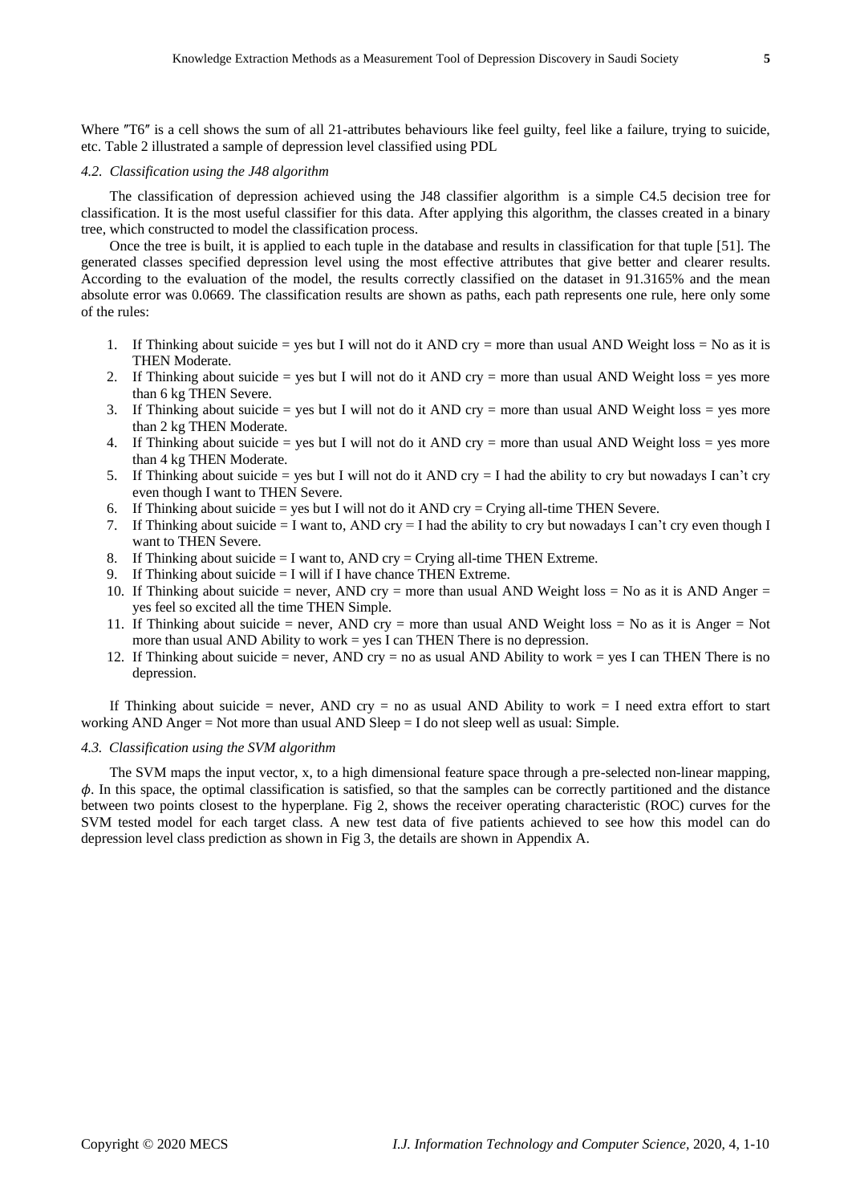Where ″T6″ is a cell shows the sum of all 21-attributes behaviours like feel guilty, feel like a failure, trying to suicide, etc. Table 2 illustrated a sample of depression level classified using PDL

### *4.2. Classification using the J48 algorithm*

The classification of depression achieved using the J48 classifier algorithm is a simple C4.5 decision tree for classification. It is the most useful classifier for this data. After applying this algorithm, the classes created in a binary tree, which constructed to model the classification process.

Once the tree is built, it is applied to each tuple in the database and results in classification for that tuple [51]. The generated classes specified depression level using the most effective attributes that give better and clearer results. According to the evaluation of the model, the results correctly classified on the dataset in 91.3165% and the mean absolute error was 0.0669. The classification results are shown as paths, each path represents one rule, here only some of the rules:

1. If Thinking about suicide = yes but I will not do it AND cry = more than usual AND Weight loss = No as it is THEN Moderate.
2. If Thinking about suicide = yes but I will not do it AND cry = more than usual AND Weight loss = yes more than 6 kg THEN Severe.
3. If Thinking about suicide = yes but I will not do it AND cry = more than usual AND Weight loss = yes more than 2 kg THEN Moderate.
4. If Thinking about suicide = yes but I will not do it AND cry = more than usual AND Weight loss = yes more than 4 kg THEN Moderate.
5. If Thinking about suicide = yes but I will not do it AND cry = I had the ability to cry but nowadays I can't cry even though I want to THEN Severe.
6. If Thinking about suicide = yes but I will not do it AND cry = Crying all-time THEN Severe.
7. If Thinking about suicide = I want to, AND cry = I had the ability to cry but nowadays I can't cry even though I want to THEN Severe.
8. If Thinking about suicide = I want to, AND cry = Crying all-time THEN Extreme.
9. If Thinking about suicide = I will if I have chance THEN Extreme.
10. If Thinking about suicide = never, AND cry = more than usual AND Weight loss = No as it is AND Anger = yes feel so excited all the time THEN Simple.
11. If Thinking about suicide = never, AND cry = more than usual AND Weight loss = No as it is Anger = Not more than usual AND Ability to work = yes I can THEN There is no depression.
12. If Thinking about suicide = never, AND cry = no as usual AND Ability to work = yes I can THEN There is no depression.

If Thinking about suicide = never, AND cry = no as usual AND Ability to work = I need extra effort to start working AND Anger = Not more than usual AND Sleep = I do not sleep well as usual: Simple.

### *4.3. Classification using the SVM algorithm*

The SVM maps the input vector, x, to a high dimensional feature space through a pre-selected non-linear mapping, $\phi$. In this space, the optimal classification is satisfied, so that the samples can be correctly partitioned and the distance between two points closest to the hyperplane. Fig 2, shows the receiver operating characteristic (ROC) curves for the SVM tested model for each target class. A new test data of five patients achieved to see how this model can do depression level class prediction as shown in Fig 3, the details are shown in Appendix A.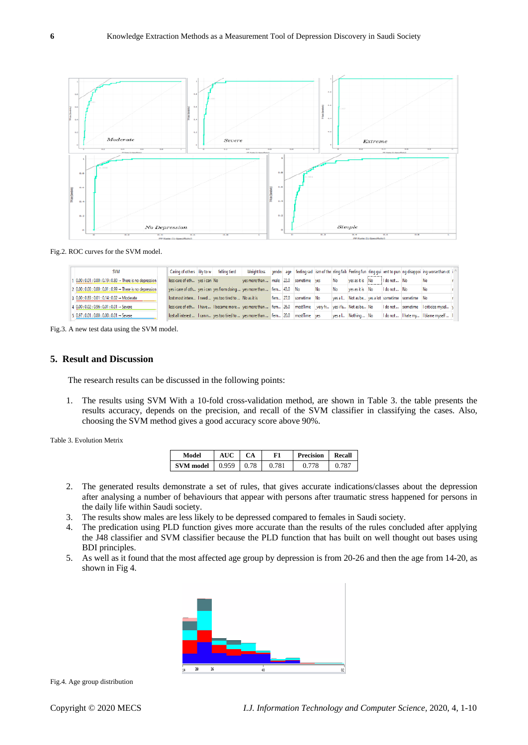Fig.2. ROC curves for the SVM model.

Fig.3. A new test data using the SVM model.

## 5. Result and Discussion

The research results can be discussed in the following points:

1. The results using SVM With a 10-fold cross-validation method, are shown in Table 3. the table presents the results accuracy, depends on the precision, and recall of the SVM classifier in classifying the cases. Also, choosing the SVM method gives a good accuracy score above 90%.

Table 3. Evolution Metrix

| Model | AUC | CA | F1 | Precision | Recall |
|---|---|---|---|---|---|
| SVM model | 0.959 | 0.78 | 0.781 | 0.778 | 0.787 |

2. The generated results demonstrate a set of rules, that gives accurate indications/classes about the depression after analysing a number of behaviours that appear with persons after traumatic stress happened for persons in the daily life within Saudi society.
3. The results show males are less likely to be depressed compared to females in Saudi society.
4. The predication using PLD function gives more accurate than the results of the rules concluded after applying the J48 classifier and SVM classifier because the PLD function that has built on well thought out bases using BDI principles.
5. As well as it found that the most affected age group by depression is from 20-26 and then the age from 14-20, as shown in Fig 4.

Fig.4. Age group distribution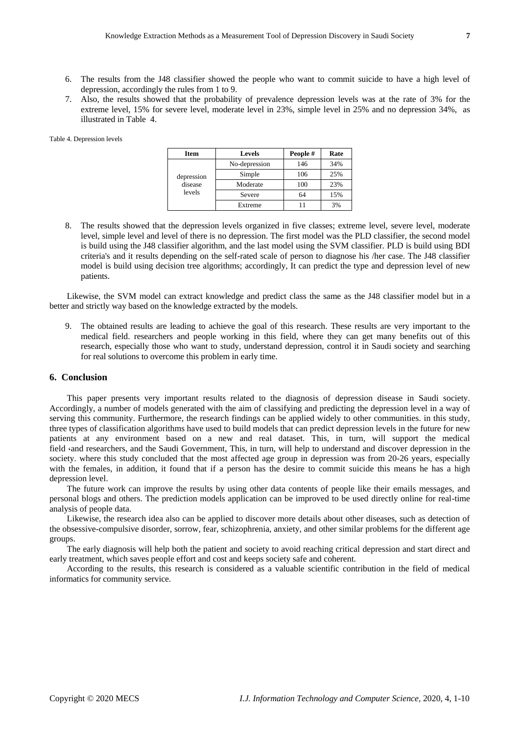6. The results from the J48 classifier showed the people who want to commit suicide to have a high level of depression, accordingly the rules from 1 to 9.
7. Also, the results showed that the probability of prevalence depression levels was at the rate of 3% for the extreme level, 15% for severe level, moderate level in 23%, simple level in 25% and no depression 34%, as illustrated in Table 4.

Table 4. Depression levels

| Item | Levels | People # | Rate |
|---|---|---|---|
| depression disease levels | No-depression | 146 | 34% |
| | Simple | 106 | 25% |
| | Moderate | 100 | 23% |
| | Severe | 64 | 15% |
| | Extreme | 11 | 3% |

8. The results showed that the depression levels organized in five classes; extreme level, severe level, moderate level, simple level and level of there is no depression. The first model was the PLD classifier, the second model is build using the J48 classifier algorithm, and the last model using the SVM classifier. PLD is build using BDI criteria's and it results depending on the self-rated scale of person to diagnose his /her case. The J48 classifier model is build using decision tree algorithms; accordingly, It can predict the type and depression level of new patients.

Likewise, the SVM model can extract knowledge and predict class the same as the J48 classifier model but in a better and strictly way based on the knowledge extracted by the models.

9. The obtained results are leading to achieve the goal of this research. These results are very important to the medical field. researchers and people working in this field, where they can get many benefits out of this research, especially those who want to study, understand depression, control it in Saudi society and searching for real solutions to overcome this problem in early time.

## 6. Conclusion

This paper presents very important results related to the diagnosis of depression disease in Saudi society. Accordingly, a number of models generated with the aim of classifying and predicting the depression level in a way of serving this community. Furthermore, the research findings can be applied widely to other communities. in this study, three types of classification algorithms have used to build models that can predict depression levels in the future for new patients at any environment based on a new and real dataset. This, in turn, will support the medical field ،and researchers, and the Saudi Government, This, in turn, will help to understand and discover depression in the society. where this study concluded that the most affected age group in depression was from 20-26 years, especially with the females, in addition, it found that if a person has the desire to commit suicide this means he has a high depression level.

The future work can improve the results by using other data contents of people like their emails messages, and personal blogs and others. The prediction models application can be improved to be used directly online for real-time analysis of people data.

Likewise, the research idea also can be applied to discover more details about other diseases, such as detection of the obsessive-compulsive disorder, sorrow, fear, schizophrenia, anxiety, and other similar problems for the different age groups.

The early diagnosis will help both the patient and society to avoid reaching critical depression and start direct and early treatment, which saves people effort and cost and keeps society safe and coherent.

According to the results, this research is considered as a valuable scientific contribution in the field of medical informatics for community service.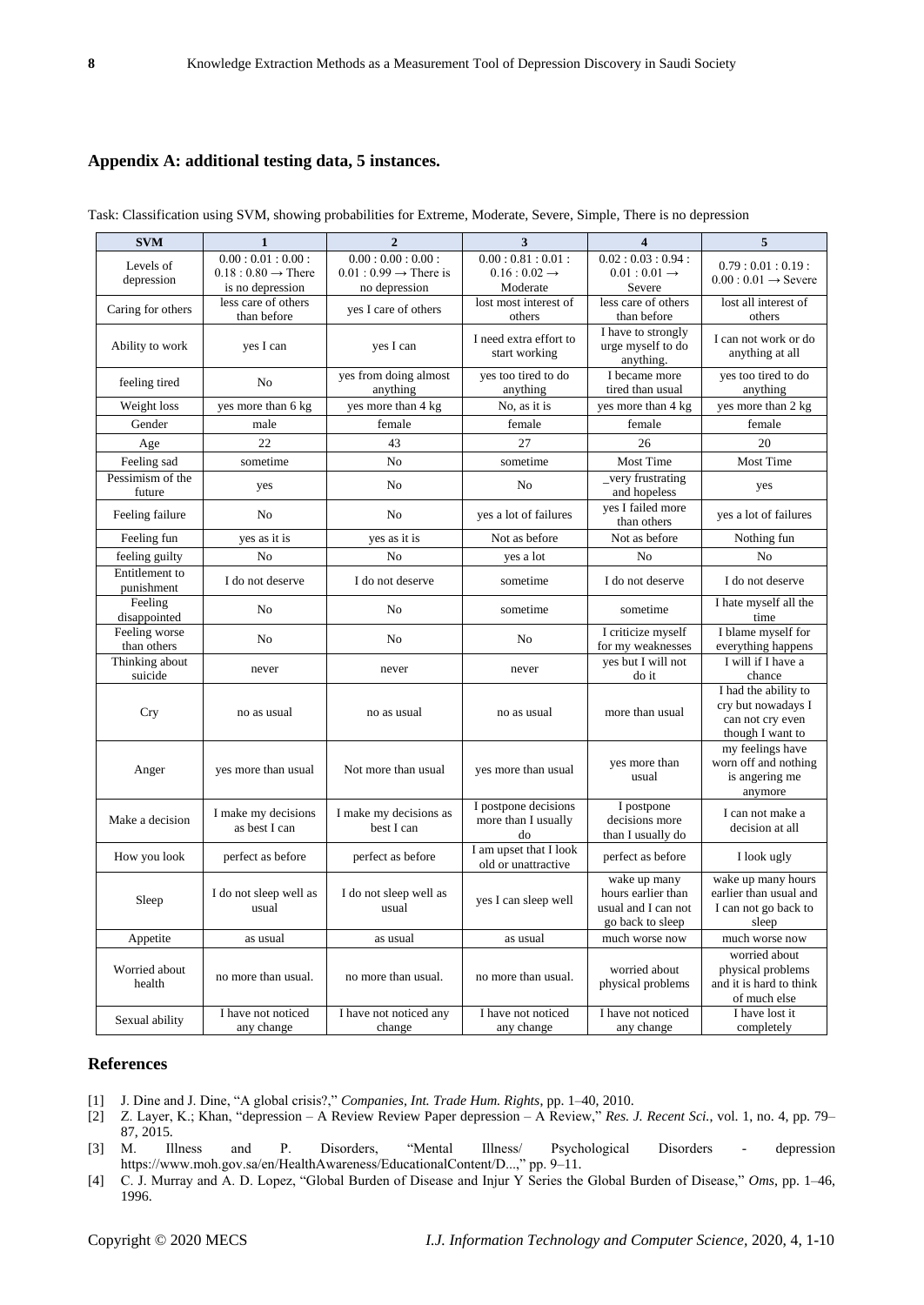## Appendix A: additional testing data, 5 instances.

Task: Classification using SVM, showing probabilities for Extreme, Moderate, Severe, Simple, There is no depression

| SVM | 1 | 2 | 3 | 4 | 5 |
|---|---|---|---|---|---|
| Levels of depression | 0.00 : 0.01 : 0.00 : 0.18 : 0.80 → There is no depression | 0.00 : 0.00 : 0.00 : 0.01 : 0.99 → There is no depression | 0.00 : 0.81 : 0.01 : 0.16 : 0.02 → Moderate | 0.02 : 0.03 : 0.94 : 0.01 : 0.01 → Severe | 0.79 : 0.01 : 0.19 : 0.00 : 0.01 → Severe |
| Caring for others | less care of others than before | yes I care of others | lost most interest of others | less care of others than before | lost all interest of others |
| Ability to work | yes I can | yes I can | I need extra effort to start working | I have to strongly urge myself to do anything. | I can not work or do anything at all |
| feeling tired | No | yes from doing almost anything | yes too tired to do anything | I became more tired than usual | yes too tired to do anything |
| Weight loss | yes more than 6 kg | yes more than 4 kg | No, as it is | yes more than 4 kg | yes more than 2 kg |
| Gender | male | female | female | female | female |
| Age | 22 | 43 | 27 | 26 | 20 |
| Feeling sad | sometime | No | sometime | Most Time | Most Time |
| Pessimism of the future | yes | No | No | _very frustrating and hopeless | yes |
| Feeling failure | No | No | yes a lot of failures | yes I failed more than others | yes a lot of failures |
| Feeling fun | yes as it is | yes as it is | Not as before | Not as before | Nothing fun |
| feeling guilty | No | No | yes a lot | No | No |
| Entitlement to punishment | I do not deserve | I do not deserve | sometime | I do not deserve | I do not deserve |
| Feeling disappointed | No | No | sometime | sometime | I hate myself all the time |
| Feeling worse than others | No | No | No | I criticize myself for my weaknesses | I blame myself for everything happens |
| Thinking about suicide | never | never | never | yes but I will not do it | I will if I have a chance |
| Cry | no as usual | no as usual | no as usual | more than usual | I had the ability to cry but nowadays I can not cry even though I want to |
| Anger | yes more than usual | Not more than usual | yes more than usual | yes more than usual | my feelings have worn off and nothing is angering me anymore |
| Make a decision | I make my decisions as best I can | I make my decisions as best I can | I postpone decisions more than I usually do | I postpone decisions more than I usually do | I can not make a decision at all |
| How you look | perfect as before | perfect as before | I am upset that I look old or unattractive | perfect as before | I look ugly |
| Sleep | I do not sleep well as usual | I do not sleep well as usual | yes I can sleep well | wake up many hours earlier than usual and I can not go back to sleep | wake up many hours earlier than usual and I can not go back to sleep |
| Appetite | as usual | as usual | as usual | much worse now | much worse now |
| Worried about health | no more than usual. | no more than usual. | no more than usual. | worried about physical problems | worried about physical problems and it is hard to think of much else |
| Sexual ability | I have not noticed any change | I have not noticed any change | I have not noticed any change | I have not noticed any change | I have lost it completely |

## References

[1] J. Dine and J. Dine, "A global crisis?," *Companies, Int. Trade Hum. Rights*, pp. 1–40, 2010.

[2] Z. Layer, K.; Khan, "depression – A Review Review Paper depression – A Review," *Res. J. Recent Sci.*, vol. 1, no. 4, pp. 79–87, 2015.

[3] M. Illness and P. Disorders, "Mental Illness/ Psychological Disorders - depression https://www.moh.gov.sa/en/HealthAwareness/EducationalContent/D...," pp. 9–11.

[4] C. J. Murray and A. D. Lopez, "Global Burden of Disease and Injur Y Series the Global Burden of Disease," *Oms*, pp. 1–46, 1996.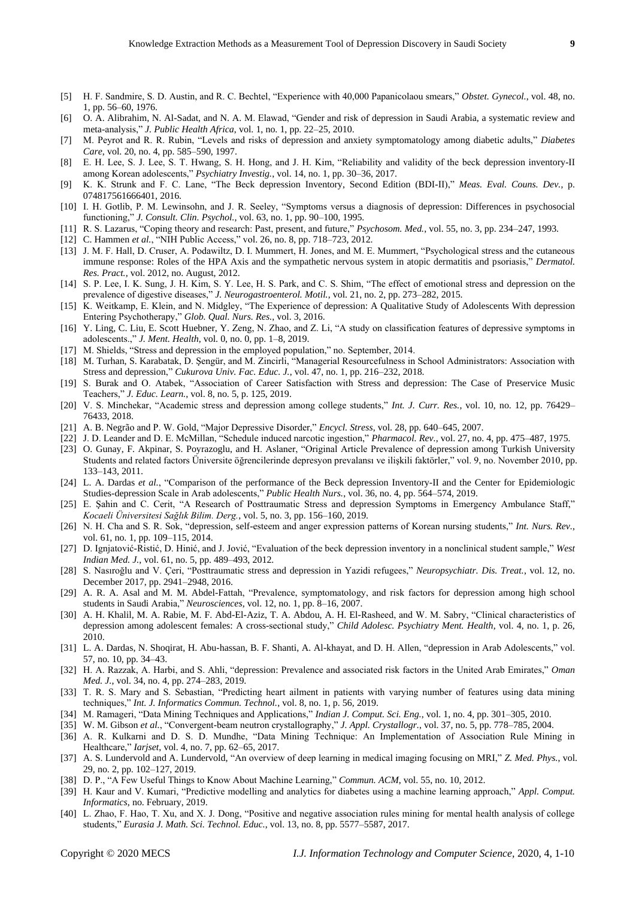[5] H. F. Sandmire, S. D. Austin, and R. C. Bechtel, "Experience with 40,000 Papanicolaou smears," *Obstet. Gynecol.*, vol. 48, no. 1, pp. 56–60, 1976.

[6] O. A. Alibrahim, N. Al-Sadat, and N. A. M. Elawad, "Gender and risk of depression in Saudi Arabia, a systematic review and meta-analysis," *J. Public Health Africa*, vol. 1, no. 1, pp. 22–25, 2010.

[7] M. Peyrot and R. R. Rubin, "Levels and risks of depression and anxiety symptomatology among diabetic adults," *Diabetes Care*, vol. 20, no. 4, pp. 585–590, 1997.

[8] E. H. Lee, S. J. Lee, S. T. Hwang, S. H. Hong, and J. H. Kim, "Reliability and validity of the beck depression inventory-II among Korean adolescents," *Psychiatry Investig.*, vol. 14, no. 1, pp. 30–36, 2017.

[9] K. K. Strunk and F. C. Lane, "The Beck depression Inventory, Second Edition (BDI-II)," *Meas. Eval. Couns. Dev.*, p. 074817561666401, 2016.

[10] I. H. Gotlib, P. M. Lewinsohn, and J. R. Seeley, "Symptoms versus a diagnosis of depression: Differences in psychosocial functioning," *J. Consult. Clin. Psychol.*, vol. 63, no. 1, pp. 90–100, 1995.

[11] R. S. Lazarus, "Coping theory and research: Past, present, and future," *Psychosom. Med.*, vol. 55, no. 3, pp. 234–247, 1993.

[12] C. Hammen *et al.*, "NIH Public Access," vol. 26, no. 8, pp. 718–723, 2012.

[13] J. M. F. Hall, D. Cruser, A. Podawiltz, D. I. Mummert, H. Jones, and M. E. Mummert, "Psychological stress and the cutaneous immune response: Roles of the HPA Axis and the sympathetic nervous system in atopic dermatitis and psoriasis," *Dermatol. Res. Pract.*, vol. 2012, no. August, 2012.

[14] S. P. Lee, I. K. Sung, J. H. Kim, S. Y. Lee, H. S. Park, and C. S. Shim, "The effect of emotional stress and depression on the prevalence of digestive diseases," *J. Neurogastroenterol. Motil.*, vol. 21, no. 2, pp. 273–282, 2015.

[15] K. Weitkamp, E. Klein, and N. Midgley, "The Experience of depression: A Qualitative Study of Adolescents With depression Entering Psychotherapy," *Glob. Qual. Nurs. Res.*, vol. 3, 2016.

[16] Y. Ling, C. Liu, E. Scott Huebner, Y. Zeng, N. Zhao, and Z. Li, "A study on classification features of depressive symptoms in adolescents.," *J. Ment. Health*, vol. 0, no. 0, pp. 1–8, 2019.

[17] M. Shields, "Stress and depression in the employed population," no. September, 2014.

[18] M. Turhan, S. Karabatak, D. Şengür, and M. Zincirli, "Managerial Resourcefulness in School Administrators: Association with Stress and depression," *Cukurova Univ. Fac. Educ. J.*, vol. 47, no. 1, pp. 216–232, 2018.

[19] S. Burak and O. Atabek, "Association of Career Satisfaction with Stress and depression: The Case of Preservice Music Teachers," *J. Educ. Learn.*, vol. 8, no. 5, p. 125, 2019.

[20] V. S. Minchekar, "Academic stress and depression among college students," *Int. J. Curr. Res.*, vol. 10, no. 12, pp. 76429–76433, 2018.

[21] A. B. Negrão and P. W. Gold, "Major Depressive Disorder," *Encycl. Stress*, vol. 28, pp. 640–645, 2007.

[22] J. D. Leander and D. E. McMillan, "Schedule induced narcotic ingestion," *Pharmacol. Rev.*, vol. 27, no. 4, pp. 475–487, 1975.

[23] O. Gunay, F. Akpinar, S. Poyrazoglu, and H. Aslaner, "Original Article Prevalence of depression among Turkish University Students and related factors Üniversite öğrencilerinde depresyon prevalansı ve ilişkili faktörler," vol. 9, no. November 2010, pp. 133–143, 2011.

[24] L. A. Dardas *et al.*, "Comparison of the performance of the Beck depression Inventory-II and the Center for Epidemiologic Studies-depression Scale in Arab adolescents," *Public Health Nurs.*, vol. 36, no. 4, pp. 564–574, 2019.

[25] E. Şahin and C. Cerit, "A Research of Posttraumatic Stress and depression Symptoms in Emergency Ambulance Staff," *Kocaeli Üniversitesi Sağlık Bilim. Derg.*, vol. 5, no. 3, pp. 156–160, 2019.

[26] N. H. Cha and S. R. Sok, "depression, self-esteem and anger expression patterns of Korean nursing students," *Int. Nurs. Rev.*, vol. 61, no. 1, pp. 109–115, 2014.

[27] D. Ignjatović-Ristić, D. Hinić, and J. Jović, "Evaluation of the beck depression inventory in a nonclinical student sample," *West Indian Med. J.*, vol. 61, no. 5, pp. 489–493, 2012.

[28] S. Nasıroğlu and V. Çeri, "Posttraumatic stress and depression in Yazidi refugees," *Neuropsychiatr. Dis. Treat.*, vol. 12, no. December 2017, pp. 2941–2948, 2016.

[29] A. R. A. Asal and M. M. Abdel-Fattah, "Prevalence, symptomatology, and risk factors for depression among high school students in Saudi Arabia," *Neurosciences*, vol. 12, no. 1, pp. 8–16, 2007.

[30] A. H. Khalil, M. A. Rabie, M. F. Abd-El-Aziz, T. A. Abdou, A. H. El-Rasheed, and W. M. Sabry, "Clinical characteristics of depression among adolescent females: A cross-sectional study," *Child Adolesc. Psychiatry Ment. Health*, vol. 4, no. 1, p. 26, 2010.

[31] L. A. Dardas, N. Shoqirat, H. Abu-hassan, B. F. Shanti, A. Al-khayat, and D. H. Allen, "depression in Arab Adolescents," vol. 57, no. 10, pp. 34–43.

[32] H. A. Razzak, A. Harbi, and S. Ahli, "depression: Prevalence and associated risk factors in the United Arab Emirates," *Oman Med. J.*, vol. 34, no. 4, pp. 274–283, 2019.

[33] T. R. S. Mary and S. Sebastian, "Predicting heart ailment in patients with varying number of features using data mining techniques," *Int. J. Informatics Commun. Technol.*, vol. 8, no. 1, p. 56, 2019.

[34] M. Ramageri, "Data Mining Techniques and Applications," *Indian J. Comput. Sci. Eng.*, vol. 1, no. 4, pp. 301–305, 2010.

[35] W. M. Gibson *et al.*, "Convergent-beam neutron crystallography," *J. Appl. Crystallogr.*, vol. 37, no. 5, pp. 778–785, 2004.

[36] A. R. Kulkarni and D. S. D. Mundhe, "Data Mining Technique: An Implementation of Association Rule Mining in Healthcare," *Iarjset*, vol. 4, no. 7, pp. 62–65, 2017.

[37] A. S. Lundervold and A. Lundervold, "An overview of deep learning in medical imaging focusing on MRI," *Z. Med. Phys.*, vol. 29, no. 2, pp. 102–127, 2019.

[38] D. P., "A Few Useful Things to Know About Machine Learning," *Commun. ACM*, vol. 55, no. 10, 2012.

[39] H. Kaur and V. Kumari, "Predictive modelling and analytics for diabetes using a machine learning approach," *Appl. Comput. Informatics*, no. February, 2019.

[40] L. Zhao, F. Hao, T. Xu, and X. J. Dong, "Positive and negative association rules mining for mental health analysis of college students," *Eurasia J. Math. Sci. Technol. Educ.*, vol. 13, no. 8, pp. 5577–5587, 2017.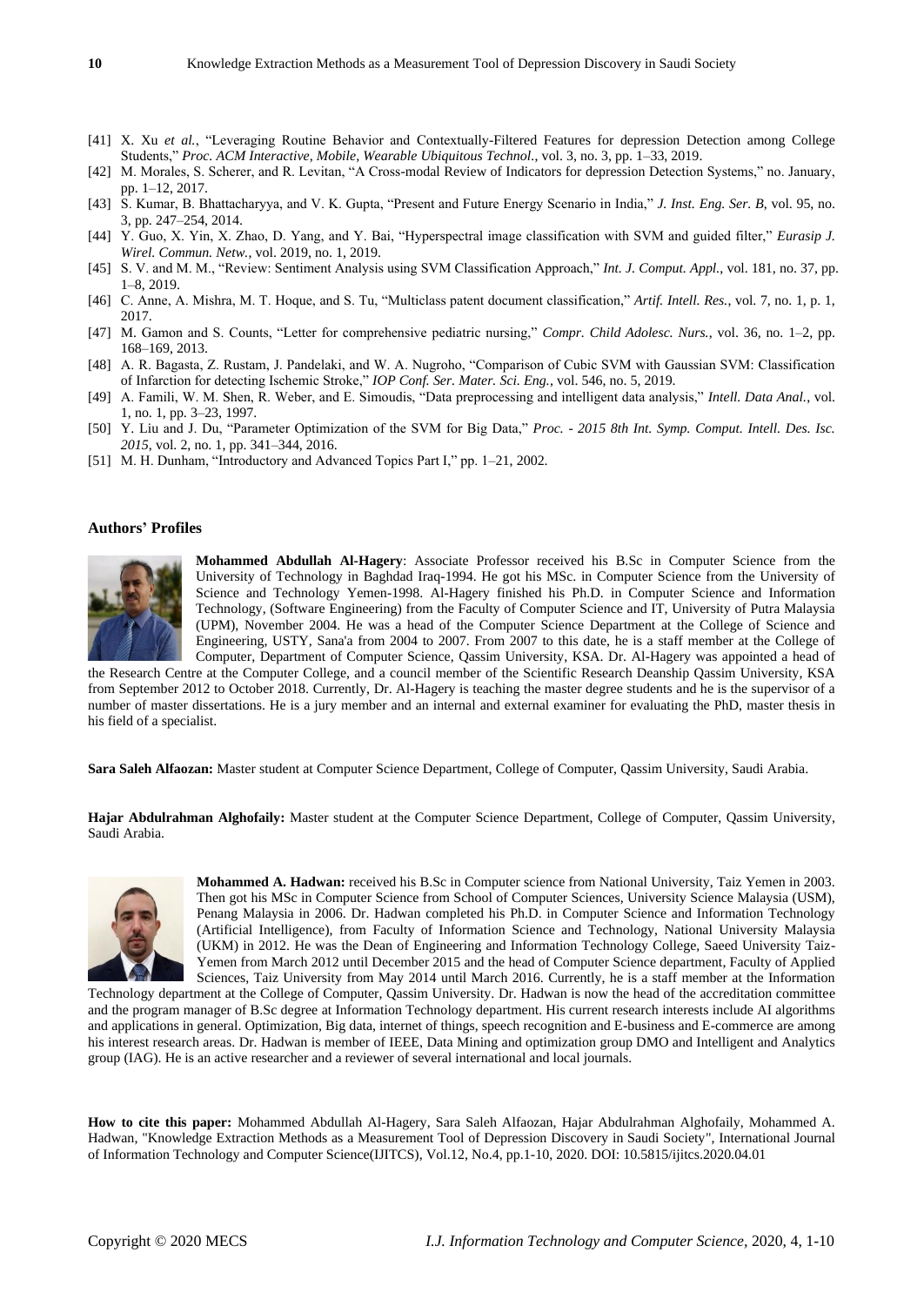[41] X. Xu *et al.*, "Leveraging Routine Behavior and Contextually-Filtered Features for depression Detection among College Students," *Proc. ACM Interactive, Mobile, Wearable Ubiquitous Technol.*, vol. 3, no. 3, pp. 1–33, 2019.

[42] M. Morales, S. Scherer, and R. Levitan, "A Cross-modal Review of Indicators for depression Detection Systems," no. January, pp. 1–12, 2017.

[43] S. Kumar, B. Bhattacharyya, and V. K. Gupta, "Present and Future Energy Scenario in India," *J. Inst. Eng. Ser. B*, vol. 95, no. 3, pp. 247–254, 2014.

[44] Y. Guo, X. Yin, X. Zhao, D. Yang, and Y. Bai, "Hyperspectral image classification with SVM and guided filter," *Eurasip J. Wirel. Commun. Netw.*, vol. 2019, no. 1, 2019.

[45] S. V. and M. M., "Review: Sentiment Analysis using SVM Classification Approach," *Int. J. Comput. Appl.*, vol. 181, no. 37, pp. 1–8, 2019.

[46] C. Anne, A. Mishra, M. T. Hoque, and S. Tu, "Multiclass patent document classification," *Artif. Intell. Res.*, vol. 7, no. 1, p. 1, 2017.

[47] M. Gamon and S. Counts, "Letter for comprehensive pediatric nursing," *Compr. Child Adolesc. Nurs.*, vol. 36, no. 1–2, pp. 168–169, 2013.

[48] A. R. Bagasta, Z. Rustam, J. Pandelaki, and W. A. Nugroho, "Comparison of Cubic SVM with Gaussian SVM: Classification of Infarction for detecting Ischemic Stroke," *IOP Conf. Ser. Mater. Sci. Eng.*, vol. 546, no. 5, 2019.

[49] A. Famili, W. M. Shen, R. Weber, and E. Simoudis, "Data preprocessing and intelligent data analysis," *Intell. Data Anal.*, vol. 1, no. 1, pp. 3–23, 1997.

[50] Y. Liu and J. Du, "Parameter Optimization of the SVM for Big Data," *Proc. - 2015 8th Int. Symp. Comput. Intell. Des. Isc. 2015*, vol. 2, no. 1, pp. 341–344, 2016.

[51] M. H. Dunham, "Introductory and Advanced Topics Part I," pp. 1–21, 2002.

### Authors' Profiles

**Mohammed Abdullah Al-Hagery**: Associate Professor received his B.Sc in Computer Science from the University of Technology in Baghdad Iraq-1994. He got his MSc. in Computer Science from the University of Science and Technology Yemen-1998. Al-Hagery finished his Ph.D. in Computer Science and Information Technology, (Software Engineering) from the Faculty of Computer Science and IT, University of Putra Malaysia (UPM), November 2004. He was a head of the Computer Science Department at the College of Science and Engineering, USTY, Sana'a from 2004 to 2007. From 2007 to this date, he is a staff member at the College of Computer, Department of Computer Science, Qassim University, KSA. Dr. Al-Hagery was appointed a head of the Research Centre at the Computer College, and a council member of the Scientific Research Deanship Qassim University, KSA from September 2012 to October 2018. Currently, Dr. Al-Hagery is teaching the master degree students and he is the supervisor of a number of master dissertations. He is a jury member and an internal and external examiner for evaluating the PhD, master thesis in his field of a specialist.

**Sara Saleh Alfaozan:** Master student at Computer Science Department, College of Computer, Qassim University, Saudi Arabia.

**Hajar Abdulrahman Alghofaily:** Master student at the Computer Science Department, College of Computer, Qassim University, Saudi Arabia.

**Mohammed A. Hadwan:** received his B.Sc in Computer science from National University, Taiz Yemen in 2003. Then got his MSc in Computer Science from School of Computer Sciences, University Science Malaysia (USM), Penang Malaysia in 2006. Dr. Hadwan completed his Ph.D. in Computer Science and Information Technology (Artificial Intelligence), from Faculty of Information Science and Technology, National University Malaysia (UKM) in 2012. He was the Dean of Engineering and Information Technology College, Saeed University Taiz-Yemen from March 2012 until December 2015 and the head of Computer Science department, Faculty of Applied Sciences, Taiz University from May 2014 until March 2016. Currently, he is a staff member at the Information Technology department at the College of Computer, Qassim University. Dr. Hadwan is now the head of the accreditation committee and the program manager of B.Sc degree at Information Technology department. His current research interests include AI algorithms and applications in general. Optimization, Big data, internet of things, speech recognition and E-business and E-commerce are among his interest research areas. Dr. Hadwan is member of IEEE, Data Mining and optimization group DMO and Intelligent and Analytics group (IAG). He is an active researcher and a reviewer of several international and local journals.

**How to cite this paper:** Mohammed Abdullah Al-Hagery, Sara Saleh Alfaozan, Hajar Abdulrahman Alghofaily, Mohammed A. Hadwan, "Knowledge Extraction Methods as a Measurement Tool of Depression Discovery in Saudi Society", International Journal of Information Technology and Computer Science(IJITCS), Vol.12, No.4, pp.1-10, 2020. DOI: 10.5815/ijitcs.2020.04.01